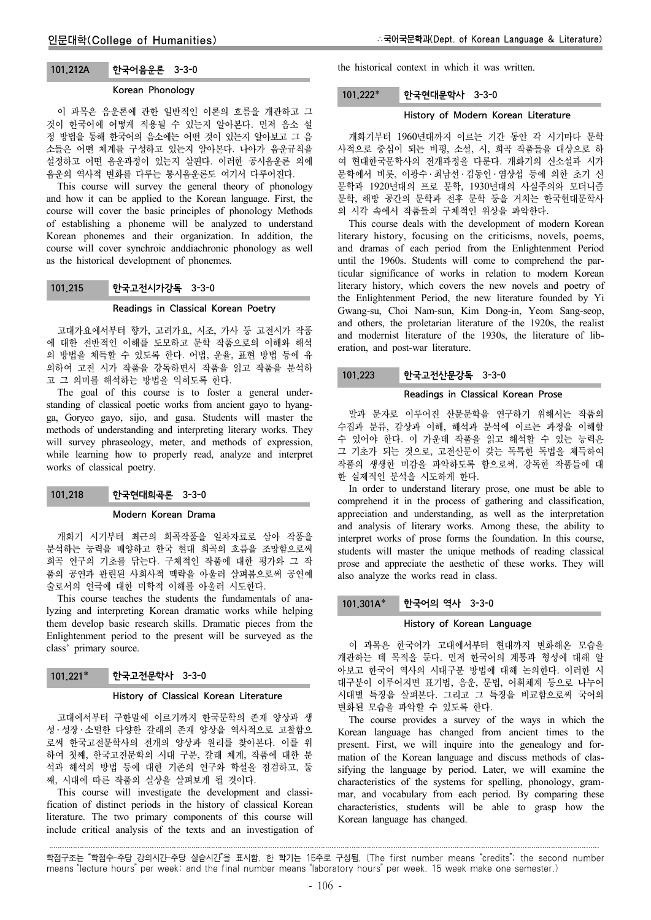### 101.212A 한국어음운론 3-3-0

#### Korean Phonology

이 과목은 음운론에 관한 일반적인 이론의 흐름을 개관하고 그것이 한국어에 어떻게 적용될 수 있는지 알아본다. 먼저 음소 설정 방법을 통해 한국어의 음소에는 어떤 것이 있는지 알아보고 그 음소들은 어떤 체계를 구성하고 있는지 알아본다. 나아가 음운규칙을 설정하고 어떤 음운과정이 있는지 살핀다. 이러한 공시음운론 외에 음운의 역사적 변화를 다루는 통시음운론도 여기서 다루어진다.

This course will survey the general theory of phonology and how it can be applied to the Korean language. First, the course will cover the basic principles of phonology Methods of establishing a phoneme will be analyzed to understand Korean phonemes and their organization. In addition, the course will cover synchroic anddiachronic phonology as well as the historical development of phonemes.

### 101.215 한국고전시가강독 3-3-0

#### Readings in Classical Korean Poetry

고대가요에서부터 향가, 고려가요, 시조, 가사 등 고전시가 작품에 대한 전반적인 이해를 도모하고 문학 작품으로의 이해와 해석의 방법을 체득할 수 있도록 한다. 어법, 운율, 표현 방법 등에 유의하여 고전 시가 작품을 강독하면서 작품을 읽고 작품을 분석하고 그 의미를 해석하는 방법을 익히도록 한다.

The goal of this course is to foster a general understanding of classical poetic works from ancient gayo to hyangga, Goryeo gayo, sijo, and gasa. Students will master the methods of understanding and interpreting literary works. They will survey phraseology, meter, and methods of expression, while learning how to properly read, analyze and interpret works of classical poetry.

### 101.218 한국현대희곡론 3-3-0

#### Modern Korean Drama

개화기 시기부터 최근의 희곡작품을 일차자료로 삼아 작품을 분석하는 능력을 배양하고 한국 현대 희곡의 흐름을 조망함으로써 희곡 연구의 기초를 닦는다. 구체적인 작품에 대한 평가와 그 작품의 공연과 관련된 사회사적 맥락을 아울러 살펴봄으로써 공연예술로서의 연극에 대한 미학적 이해를 아울러 시도한다.

This course teaches the students the fundamentals of analyzing and interpreting Korean dramatic works while helping them develop basic research skills. Dramatic pieces from the Enlightenment period to the present will be surveyed as the class' primary source.

### 101.221* 한국고전문학사 3-3-0

#### History of Classical Korean Literature

고대에서부터 구한말에 이르기까지 한국문학의 존재 양상과 생성·성장·소멸한 다양한 갈래의 존재 양상을 역사적으로 고찰함으로써 한국고전문학사의 전개의 양상과 원리를 찾아본다. 이를 위하여 첫째, 한국고전문학의 시대 구분, 갈래 체계, 작품에 대한 분석과 해석의 방법 등에 대한 기존의 연구와 학설을 점검하고, 둘째, 시대에 따른 작품의 실상을 살펴보게 될 것이다.

This course will investigate the development and classification of distinct periods in the history of classical Korean literature. The two primary components of this course will include critical analysis of the texts and an investigation of the historical context in which it was written.

### 101.222* 한국현대문학사 3-3-0

#### History of Modern Korean Literature

개화기부터 1960년대까지 이르는 기간 동안 각 시기마다 문학사적으로 중심이 되는 비평, 소설, 시, 희곡 작품들을 대상으로 하여 현대한국문학사의 전개과정을 다룬다. 개화기의 신소설과 시가 문학에서 비롯, 이광수·최남선·김동인·염상섭 등에 의한 초기 신문학과 1920년대의 프로 문학, 1930년대의 사실주의와 모더니즘 문학, 해방 공간의 문학과 전후 문학 등을 거치는 한국현대문학사의 시각 속에서 작품들의 구체적인 위상을 파악한다.

This course deals with the development of modern Korean literary history, focusing on the criticisms, novels, poems, and dramas of each period from the Enlightenment Period until the 1960s. Students will come to comprehend the particular significance of works in relation to modern Korean literary history, which covers the new novels and poetry of the Enlightenment Period, the new literature founded by Yi Gwang-su, Choi Nam-sun, Kim Dong-in, Yeom Sang-seop, and others, the proletarian literature of the 1920s, the realist and modernist literature of the 1930s, the literature of liberation, and post-war literature.

### 101.223 한국고전산문강독 3-3-0

#### Readings in Classical Korean Prose

말과 문자로 이루어진 산문문학을 연구하기 위해서는 작품의 수집과 분류, 감상과 이해, 해석과 분석에 이르는 과정을 이해할 수 있어야 한다. 이 가운데 작품을 읽고 해석할 수 있는 능력은 그 기초가 되는 것으로, 고전산문이 갖는 독특한 독법을 체득하여 작품의 생생한 미감을 파악하도록 함으로써, 강독한 작품들에 대한 실제적인 분석을 시도하게 한다.

In order to understand literary prose, one must be able to comprehend it in the process of gathering and classification, appreciation and understanding, as well as the interpretation and analysis of literary works. Among these, the ability to interpret works of prose forms the foundation. In this course, students will master the unique methods of reading classical prose and appreciate the aesthetic of these works. They will also analyze the works read in class.

### 101.301A* 한국어의 역사 3-3-0

#### History of Korean Language

이 과목은 한국어가 고대에서부터 현대까지 변화해온 모습을 개관하는 데 목적을 둔다. 먼저 한국어의 계통과 형성에 대해 알아보고 한국어 역사의 시대구분 방법에 대해 논의한다. 이러한 시대구분이 이루어지면 표기법, 음운, 문법, 어휘체계 등으로 나누어 시대별 특징을 살펴본다. 그리고 그 특징을 비교함으로써 국어의 변화된 모습을 파악할 수 있도록 한다.

The course provides a survey of the ways in which the Korean language has changed from ancient times to the present. First, we will inquire into the genealogy and formation of the Korean language and discuss methods of classifying the language by period. Later, we will examine the characteristics of the systems for spelling, phonology, grammar, and vocabulary from each period. By comparing these characteristics, students will be able to grasp how the Korean language has changed.

학점구조는 "학점수-주당 강의시간-주당 실습시간"을 표시함. 한 학기는 15주로 구성됨. (The first number means "credits"; the second number means "lecture hours" per week; and the final number means "laboratory hours" per week. 15 week make one semester.)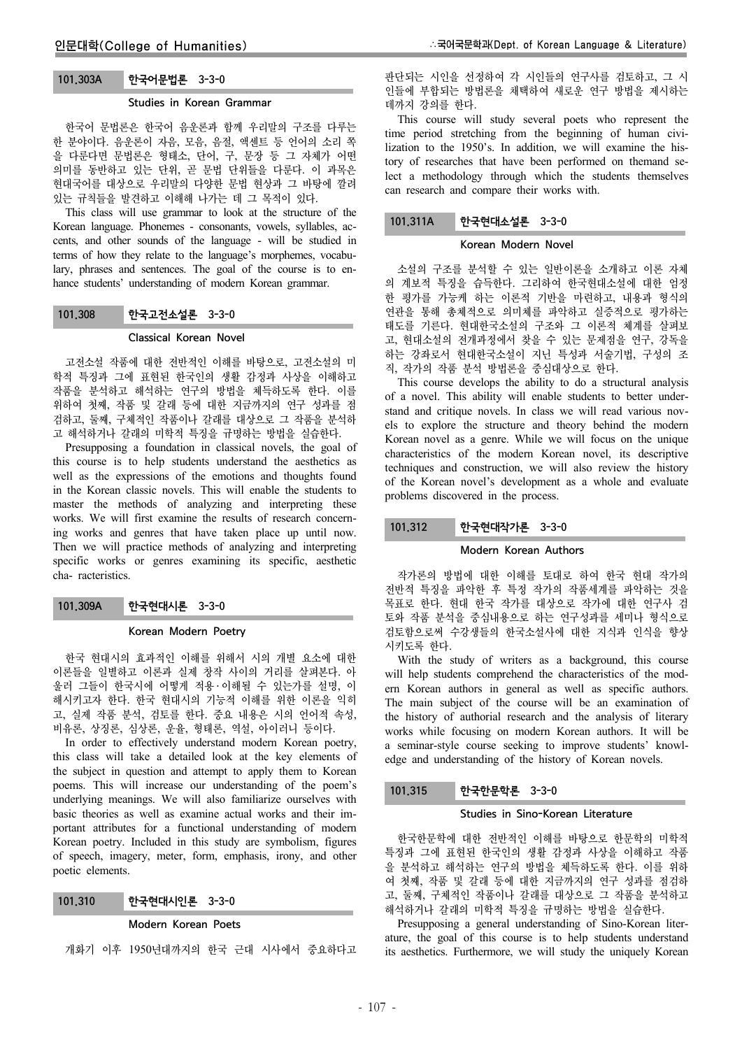### 101.303A 한국어문법론 3-3-0

**Studies in Korean Grammar**

한국어 문법론은 한국어 음운론과 함께 우리말의 구조를 다루는 한 분야이다. 음운론이 자음, 모음, 음절, 액센트 등 언어의 소리 쪽을 다루었다면 문법론은 형태소, 단어, 구, 문장 등 그 자체가 어떤 의미를 동반하고 있는 단위, 곧 문법 단위들을 다룬다. 이 과목은 현대국어를 대상으로 우리말의 다양한 문법 현상과 그 바탕에 깔려 있는 규칙들을 발견하고 이해해 나가는 데 그 목적이 있다.

This class will use grammar to look at the structure of the Korean language. Phonemes - consonants, vowels, syllables, accents, and other sounds of the language - will be studied in terms of how they relate to the language's morphemes, vocabulary, phrases and sentences. The goal of the course is to enhance students' understanding of modern Korean grammar.

### 101.308 한국고전소설론 3-3-0

**Classical Korean Novel**

고전소설 작품에 대한 전반적인 이해를 바탕으로, 고전소설의 미학적 특징과 그에 표현된 한국인의 생활 감정과 사상을 이해하고 작품을 분석하고 해석하는 연구의 방법을 체득하도록 한다. 이를 위하여 첫째, 작품 및 갈래 등에 대한 지금까지의 연구 성과를 점검하고, 둘째, 구체적인 작품이나 갈래를 대상으로 그 작품을 분석하고 해석하거나 갈래의 미학적 특징을 규명하는 방법을 실습한다.

Presupposing a foundation in classical novels, the goal of this course is to help students understand the aesthetics as well as the expressions of the emotions and thoughts found in the Korean classic novels. This will enable the students to master the methods of analyzing and interpreting these works. We will first examine the results of research concerning works and genres that have taken place up until now. Then we will practice methods of analyzing and interpreting specific works or genres examining its specific, aesthetic cha- racteristics.

### 101.309A 한국현대시론 3-3-0

**Korean Modern Poetry**

한국 현대시의 효과적인 이해를 위해서 시의 개별 요소에 대한 이론들을 일별하고 이론과 실제 창작 사이의 거리를 살펴본다. 아울러 그들이 한국시에 어떻게 적용·이해될 수 있는가를 설명, 이해시키고자 한다. 한국 현대시의 기능적 이해를 위한 이론을 익히고, 실제 작품 분석, 검토를 한다. 중요 내용은 시의 언어적 속성, 비유론, 상징론, 심상론, 운율, 형태론, 역설, 아이러니 등이다.

In order to effectively understand modern Korean poetry, this class will take a detailed look at the key elements of the subject in question and attempt to apply them to Korean poems. This will increase our understanding of the poem's underlying meanings. We will also familiarize ourselves with basic theories as well as examine actual works and their important attributes for a functional understanding of modern Korean poetry. Included in this study are symbolism, figures of speech, imagery, meter, form, emphasis, irony, and other poetic elements.

### 101.310 한국현대시인론 3-3-0

**Modern Korean Poets**

개화기 이후 1950년대까지의 한국 근대 시사에서 중요하다고 판단되는 시인을 선정하여 각 시인들의 연구사를 검토하고, 그 시인들에 부합되는 방법론을 채택하여 새로운 연구 방법을 제시하는 데까지 강의를 한다.

This course will study several poets who represent the time period stretching from the beginning of human civilization to the 1950's. In addition, we will examine the history of researches that have been performed on themand select a methodology through which the students themselves can research and compare their works with.

### 101.311A 한국현대소설론 3-3-0

**Korean Modern Novel**

소설의 구조를 분석할 수 있는 일반이론을 소개하고 이론 자체의 계보적 특징을 습득한다. 그리하여 한국현대소설에 대한 엄정한 평가를 가능케 하는 이론적 기반을 마련하고, 내용과 형식의 연관을 통해 총체적으로 의미체를 파악하고 실증적으로 평가하는 태도를 기른다. 현대한국소설의 구조와 그 이론적 체계를 살펴보고, 현대소설의 전개과정에서 찾을 수 있는 문제점을 연구, 강독을 하는 강좌로서 현대한국소설이 지닌 특성과 서술기법, 구성의 조직, 작가의 작품 분석 방법론을 중심대상으로 한다.

This course develops the ability to do a structural analysis of a novel. This ability will enable students to better understand and critique novels. In class we will read various novels to explore the structure and theory behind the modern Korean novel as a genre. While we will focus on the unique characteristics of the modern Korean novel, its descriptive techniques and construction, we will also review the history of the Korean novel's development as a whole and evaluate problems discovered in the process.

### 101.312 한국현대작가론 3-3-0

**Modern Korean Authors**

작가론의 방법에 대한 이해를 토대로 하여 한국 현대 작가의 전반적 특징을 파악한 후 특정 작가의 작품세계를 파악하는 것을 목표로 한다. 현대 한국 작가를 대상으로 작가에 대한 연구사 검토와 작품 분석을 중심내용으로 하는 연구성과를 세미나 형식으로 검토함으로써 수강생들의 한국소설사에 대한 지식과 인식을 향상시키도록 한다.

With the study of writers as a background, this course will help students comprehend the characteristics of the modern Korean authors in general as well as specific authors. The main subject of the course will be an examination of the history of authorial research and the analysis of literary works while focusing on modern Korean authors. It will be a seminar-style course seeking to improve students' knowledge and understanding of the history of Korean novels.

### 101.315 한국한문학론 3-3-0

**Studies in Sino-Korean Literature**

한국한문학에 대한 전반적인 이해를 바탕으로 한문학의 미학적 특징과 그에 표현된 한국인의 생활 감정과 사상을 이해하고 작품을 분석하고 해석하는 연구의 방법을 체득하도록 한다. 이를 위하여 첫째, 작품 및 갈래 등에 대한 지금까지의 연구 성과를 점검하고, 둘째, 구체적인 작품이나 갈래를 대상으로 그 작품을 분석하고 해석하거나 갈래의 미학적 특징을 규명하는 방법을 실습한다.

Presupposing a general understanding of Sino-Korean literature, the goal of this course is to help students understand its aesthetics. Furthermore, we will study the uniquely Korean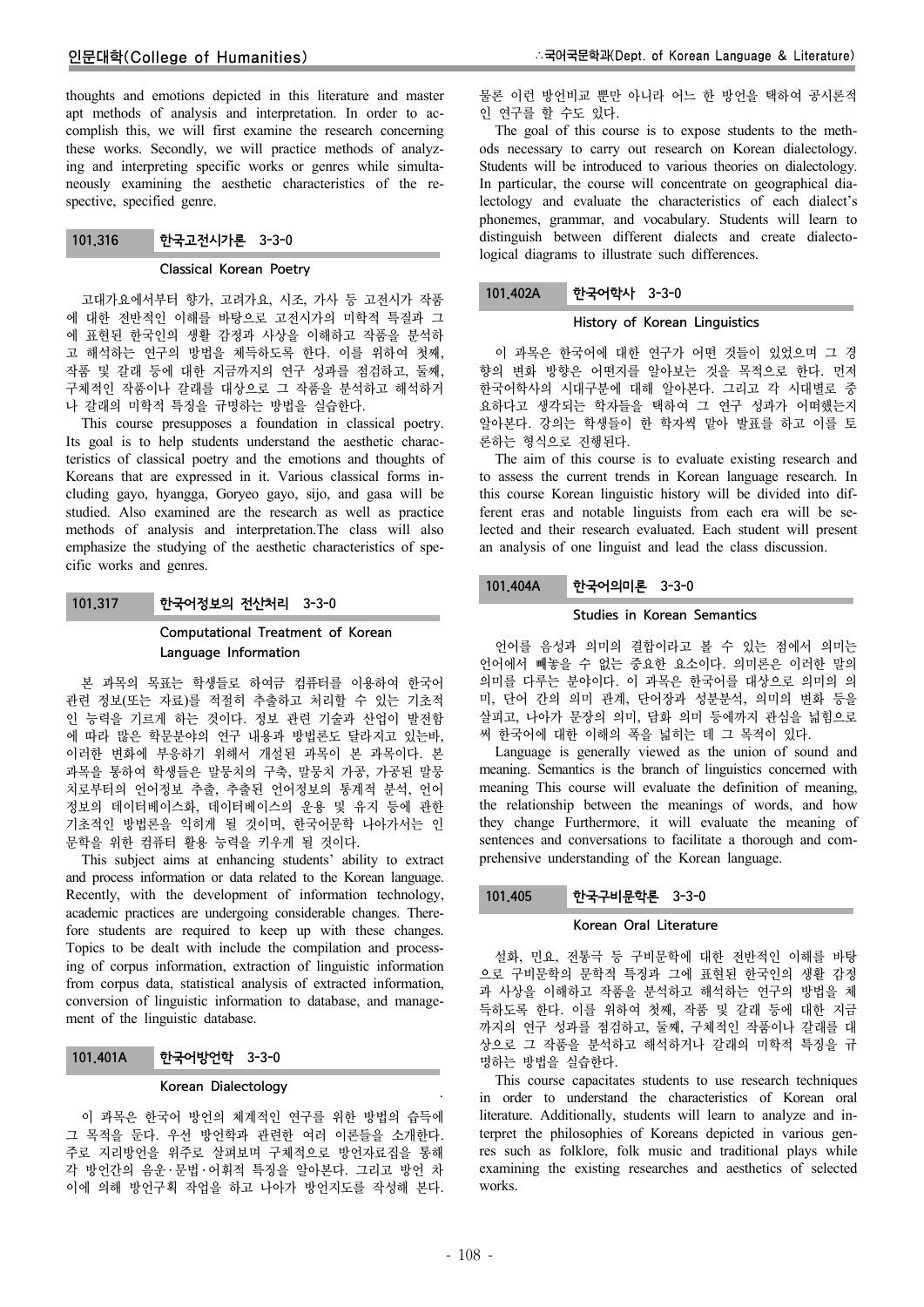thoughts and emotions depicted in this literature and master apt methods of analysis and interpretation. In order to accomplish this, we will first examine the research concerning these works. Secondly, we will practice methods of analyzing and interpreting specific works or genres while simultaneously examining the aesthetic characteristics of the respective, specified genre.

### 101.316 한국고전시가론 3-3-0

**Classical Korean Poetry**

고대가요에서부터 향가, 고려가요, 시조, 가사 등 고전시가 작품에 대한 전반적인 이해를 바탕으로 고전시가의 미학적 특질과 그에 표현된 한국인의 생활 감정과 사상을 이해하고 작품을 분석하고 해석하는 연구의 방법을 체득하도록 한다. 이를 위하여 첫째, 작품 및 갈래 등에 대한 지금까지의 연구 성과를 점검하고, 둘째, 구체적인 작품이나 갈래를 대상으로 그 작품을 분석하고 해석하거나 갈래의 미학적 특질을 규명하는 방법을 실습한다.

This course presupposes a foundation in classical poetry. Its goal is to help students understand the aesthetic characteristics of classical poetry and the emotions and thoughts of Koreans that are expressed in it. Various classical forms including gayo, hyangga, Goryeo gayo, sijo, and gasa will be studied. Also examined are the research as well as practice methods of analysis and interpretation.The class will also emphasize the studying of the aesthetic characteristics of specific works and genres.

### 101.317 한국어정보의 전산처리 3-3-0

**Computational Treatment of Korean Language Information**

본 과목의 목표는 학생들로 하여금 컴퓨터를 이용하여 한국어 관련 정보(또는 자료)를 적절히 추출하고 처리할 수 있는 기초적인 능력을 기르게 하는 것이다. 정보 관련 기술과 산업이 발전함에 따라 많은 학문분야의 연구 내용과 방법론도 달라지고 있는바, 이러한 변화에 부응하기 위해서 개설된 과목이 본 과목이다. 본 과목을 통하여 학생들은 말뭉치의 구축, 말뭉치 가공, 가공된 말뭉치로부터의 언어정보 추출, 추출된 언어정보의 통계적 분석, 언어정보의 데이터베이스화, 데이터베이스의 운용 및 유지 등에 관한 기초적인 방법론을 익히게 될 것이며, 한국어문학 나아가서는 인문학을 위한 컴퓨터 활용 능력을 키우게 될 것이다.

This subject aims at enhancing students' ability to extract and process information or data related to the Korean language. Recently, with the development of information technology, academic practices are undergoing considerable changes. Therefore students are required to keep up with these changes. Topics to be dealt with include the compilation and processing of corpus information, extraction of linguistic information from corpus data, statistical analysis of extracted information, conversion of linguistic information to database, and management of the linguistic database.

### 101.401A 한국어방언학 3-3-0

**Korean Dialectology**

이 과목은 한국어 방언의 체계적인 연구를 위한 방법의 습득에 그 목적을 둔다. 우선 방언학과 관련한 여러 이론들을 소개한다. 주로 지리방언을 위주로 살펴보며 구체적으로 방언자료집을 통해 각 방언간의 음운·문법·어휘적 특징을 알아본다. 그리고 방언 차이에 의해 방언구획 작업을 하고 나아가 방언지도를 작성해 본다. 물론 이런 방언비교 뿐만 아니라 어느 한 방언을 택하여 공시론적인 연구를 할 수도 있다.

The goal of this course is to expose students to the methods necessary to carry out research on Korean dialectology. Students will be introduced to various theories on dialectology. In particular, the course will concentrate on geographical dialectology and evaluate the characteristics of each dialect's phonemes, grammar, and vocabulary. Students will learn to distinguish between different dialects and create dialectological diagrams to illustrate such differences.

### 101.402A 한국어학사 3-3-0

**History of Korean Linguistics**

이 과목은 한국어에 대한 연구가 어떤 것들이 있었으며 그 경향의 변화 방향은 어떤지를 알아보는 것을 목적으로 한다. 먼저 한국어학사의 시대구분에 대해 알아본다. 그리고 각 시대별로 중요하다고 생각되는 학자들을 택하여 그 연구 성과가 어떠했는지 알아본다. 강의는 학생들이 한 학자씩 맡아 발표를 하고 이를 토론하는 형식으로 진행된다.

The aim of this course is to evaluate existing research and to assess the current trends in Korean language research. In this course Korean linguistic history will be divided into different eras and notable linguists from each era will be selected and their research evaluated. Each student will present an analysis of one linguist and lead the class discussion.

### 101.404A 한국어의미론 3-3-0

**Studies in Korean Semantics**

언어를 음성과 의미의 결합이라고 볼 수 있는 점에서 의미는 언어에서 빼놓을 수 없는 중요한 요소이다. 의미론은 이러한 말의 의미를 다루는 분야이다. 이 과목은 한국어를 대상으로 의미의 의미, 단어 간의 의미 관계, 단어장과 성분분석, 의미의 변화 등을 살피고, 나아가 문장의 의미, 담화 의미 등에까지 관심을 넓힘으로써 한국어에 대한 이해의 폭을 넓히는 데 그 목적이 있다.

Language is generally viewed as the union of sound and meaning. Semantics is the branch of linguistics concerned with meaning This course will evaluate the definition of meaning, the relationship between the meanings of words, and how they change Furthermore, it will evaluate the meaning of sentences and conversations to facilitate a thorough and comprehensive understanding of the Korean language.

### 101.405 한국구비문학론 3-3-0

**Korean Oral Literature**

설화, 민요, 전통극 등 구비문학에 대한 전반적인 이해를 바탕으로 구비문학의 문학적 특징과 그에 표현된 한국인의 생활 감정과 사상을 이해하고 작품을 분석하고 해석하는 연구의 방법을 체득하도록 한다. 이를 위하여 첫째, 작품 및 갈래 등에 대한 지금까지의 연구 성과를 점검하고, 둘째, 구체적인 작품이나 갈래를 대상으로 그 작품을 분석하고 해석하거나 갈래의 미학적 특징을 규명하는 방법을 실습한다.

This course capacitates students to use research techniques in order to understand the characteristics of Korean oral literature. Additionally, students will learn to analyze and interpret the philosophies of Koreans depicted in various genres such as folklore, folk music and traditional plays while examining the existing researches and aesthetics of selected works.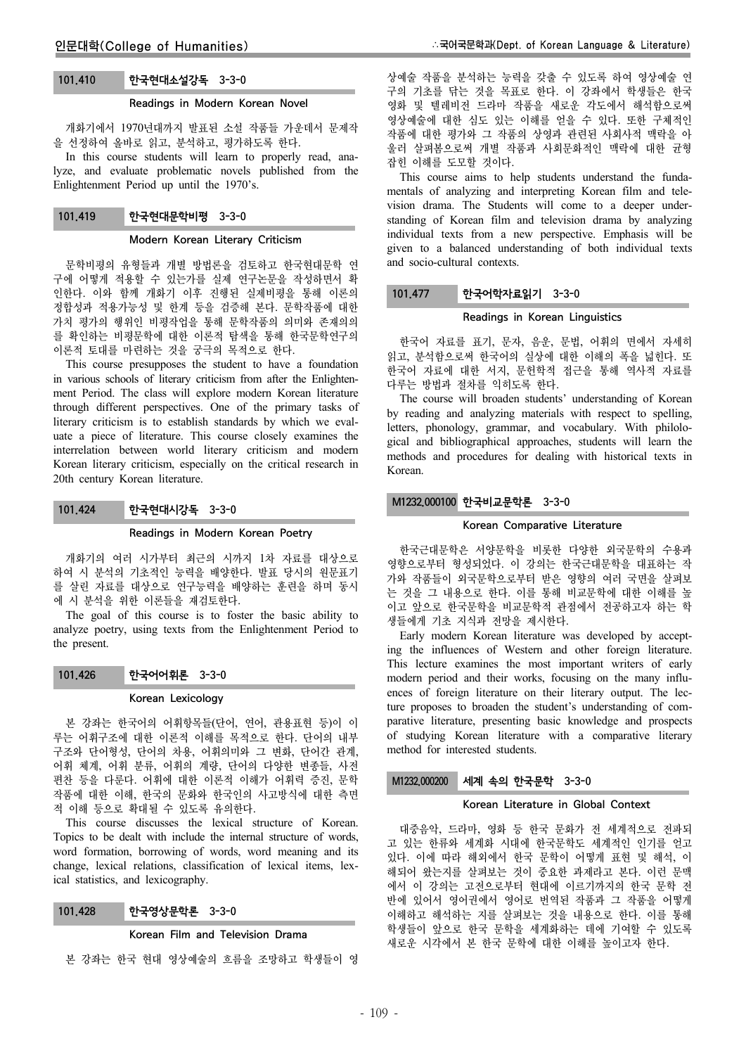### 101.410 한국현대소설강독 3-3-0

#### Readings in Modern Korean Novel

개화기에서 1970년대까지 발표된 소설 작품들 가운데서 문제작을 선정하여 올바로 읽고, 분석하고, 평가하도록 한다.

In this course students will learn to properly read, analyze, and evaluate problematic novels published from the Enlightenment Period up until the 1970's.

### 101.419 한국현대문학비평 3-3-0

#### Modern Korean Literary Criticism

문학비평의 유형들과 개별 방법론을 검토하고 한국현대문학 연구에 어떻게 적용할 수 있는가를 실제 연구논문을 작성하면서 확인한다. 이와 함께 개화기 이후 진행된 실제비평을 통해 이론의 정합성과 적용가능성 및 한계 등을 검증해 본다. 문학작품에 대한 가치 평가의 행위인 비평작업을 통해 문학작품의 의미와 존재의의를 확인하는 비평문학에 대한 이론적 탐색을 통해 한국문학연구의 이론적 토대를 마련하는 것을 궁극의 목적으로 한다.

This course presupposes the student to have a foundation in various schools of literary criticism from after the Enlightenment Period. The class will explore modern Korean literature through different perspectives. One of the primary tasks of literary criticism is to establish standards by which we evaluate a piece of literature. This course closely examines the interrelation between world literary criticism and modern Korean literary criticism, especially on the critical research in 20th century Korean literature.

### 101.424 한국현대시강독 3-3-0

#### Readings in Modern Korean Poetry

개화기의 여러 시가부터 최근의 시까지 1차 자료를 대상으로 하여 시 분석의 기초적인 능력을 배양한다. 발표 당시의 원문표기를 살린 자료를 대상으로 연구능력을 배양하는 훈련을 하며 동시에 시 분석을 위한 이론들을 재검토한다.

The goal of this course is to foster the basic ability to analyze poetry, using texts from the Enlightenment Period to the present.

### 101.426 한국어어휘론 3-3-0

#### Korean Lexicology

본 강좌는 한국어의 어휘항목들(단어, 연어, 관용표현 등)이 이루는 어휘구조에 대한 이론적 이해를 목적으로 한다. 단어의 내부구조와 단어형성, 단어의 차용, 어휘의미와 그 변화, 단어간 관계, 어휘 체계, 어휘 분류, 어휘의 계량, 단어의 다양한 변종들, 사전편찬 등을 다룬다. 어휘에 대한 이론적 이해가 어휘력 증진, 문학작품에 대한 이해, 한국의 문화와 한국인의 사고방식에 대한 측면적 이해 등으로 확대될 수 있도록 유의한다.

This course discusses the lexical structure of Korean. Topics to be dealt with include the internal structure of words, word formation, borrowing of words, word meaning and its change, lexical relations, classification of lexical items, lexical statistics, and lexicography.

### 101.428 한국영상문학론 3-3-0

#### Korean Film and Television Drama

본 강좌는 한국 현대 영상예술의 흐름을 조망하고 학생들이 영상예술 작품을 분석하는 능력을 갖출 수 있도록 하여 영상예술 연구의 기초를 닦는 것을 목표로 한다. 이 강좌에서 학생들은 한국 영화 및 텔레비전 드라마 작품을 새로운 각도에서 해석함으로써 영상예술에 대한 심도 있는 이해를 얻을 수 있다. 또한 구체적인 작품에 대한 평가와 그 작품의 상영과 관련된 사회사적 맥락을 아울러 살펴봄으로써 개별 작품과 사회문화적인 맥락에 대한 균형 잡힌 이해를 도모할 것이다.

This course aims to help students understand the fundamentals of analyzing and interpreting Korean film and television drama. The Students will come to a deeper understanding of Korean film and television drama by analyzing individual texts from a new perspective. Emphasis will be given to a balanced understanding of both individual texts and socio-cultural contexts.

### 101.477 한국어학자료읽기 3-3-0

#### Readings in Korean Linguistics

한국어 자료를 표기, 문자, 음운, 문법, 어휘의 면에서 자세히 읽고, 분석함으로써 한국어의 실상에 대한 이해의 폭을 넓힌다. 또 한국어 자료에 대한 서지, 문헌학적 접근을 통해 역사적 자료를 다루는 방법과 절차를 익히도록 한다.

The course will broaden students' understanding of Korean by reading and analyzing materials with respect to spelling, letters, phonology, grammar, and vocabulary. With philological and bibliographical approaches, students will learn the methods and procedures for dealing with historical texts in Korean.

### M1232.000100 한국비교문학론 3-3-0

#### Korean Comparative Literature

한국근대문학은 서양문학을 비롯한 다양한 외국문학의 수용과 영향으로부터 형성되었다. 이 강의는 한국근대문학을 대표하는 작가와 작품들이 외국문학으로부터 받은 영향의 여러 국면을 살펴보는 것을 그 내용으로 한다. 이를 통해 비교문학에 대한 이해를 높이고 앞으로 한국문학을 비교문학적 관점에서 전공하고자 하는 학생들에게 기초 지식과 전망을 제시한다.

Early modern Korean literature was developed by accepting the influences of Western and other foreign literature. This lecture examines the most important writers of early modern period and their works, focusing on the many influences of foreign literature on their literary output. The lecture proposes to broaden the student's understanding of comparative literature, presenting basic knowledge and prospects of studying Korean literature with a comparative literary method for interested students.

### M1232.000200 세계 속의 한국문학 3-3-0

#### Korean Literature in Global Context

대중음악, 드라마, 영화 등 한국 문화가 전 세계적으로 전파되고 있는 한류와 세계화 시대에 한국문학도 세계적인 인기를 얻고 있다. 이에 따라 해외에서 한국 문학이 어떻게 표현 및 해석, 이해되어 왔는지를 살펴보는 것이 중요한 과제라고 본다. 이런 문맥에서 이 강의는 고전으로부터 현대에 이르기까지의 한국 문학 전반에 있어서 영어권에서 영어로 번역된 작품과 그 작품을 어떻게 이해하고 해석하는 지를 살펴보는 것을 내용으로 한다. 이를 통해 학생들이 앞으로 한국 문학을 세계화하는 데에 기여할 수 있도록 새로운 시각에서 본 한국 문학에 대한 이해를 높이고자 한다.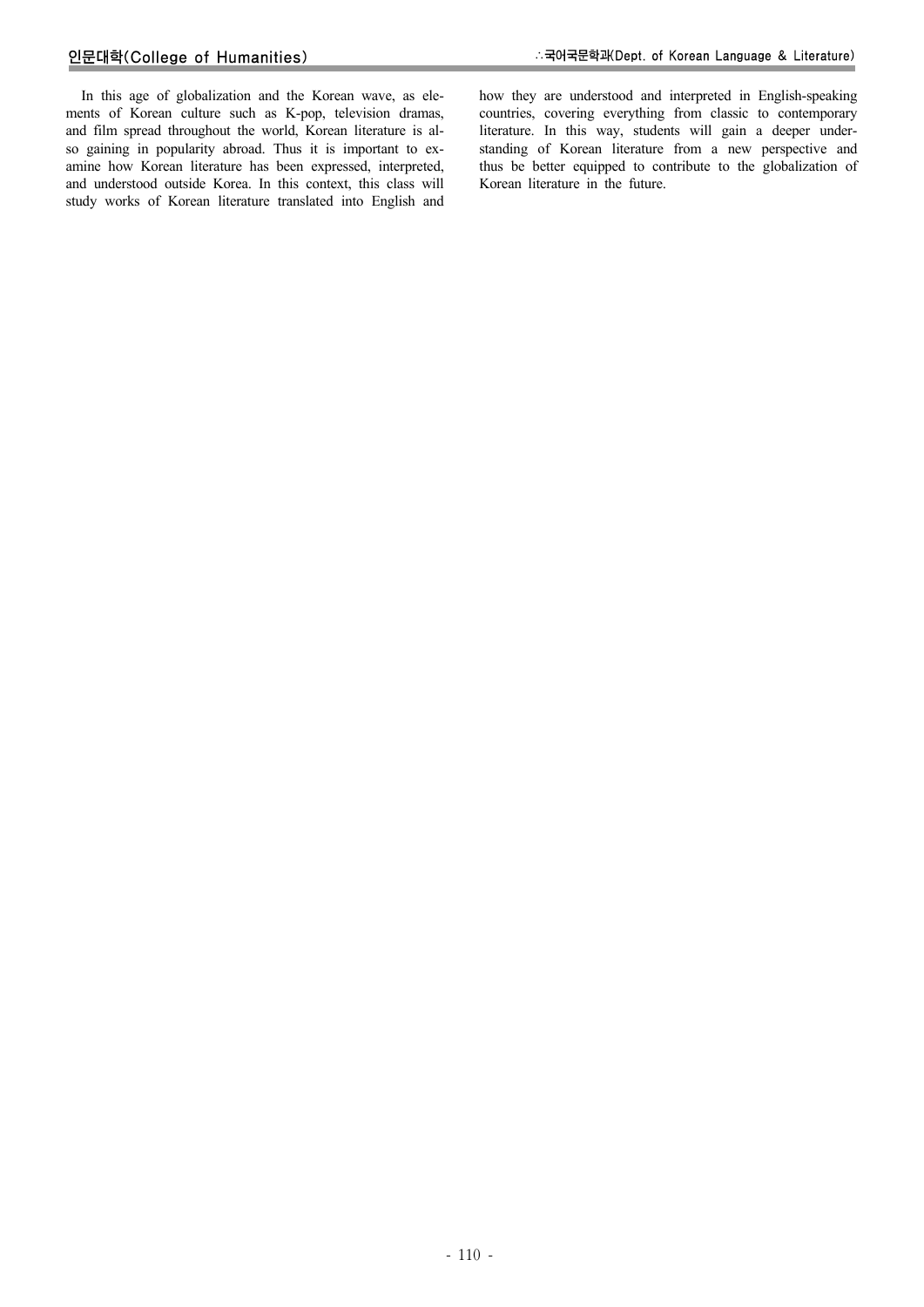In this age of globalization and the Korean wave, as elements of Korean culture such as K-pop, television dramas, and film spread throughout the world, Korean literature is also gaining in popularity abroad. Thus it is important to examine how Korean literature has been expressed, interpreted, and understood outside Korea. In this context, this class will study works of Korean literature translated into English and how they are understood and interpreted in English-speaking countries, covering everything from classic to contemporary literature. In this way, students will gain a deeper understanding of Korean literature from a new perspective and thus be better equipped to contribute to the globalization of Korean literature in the future.